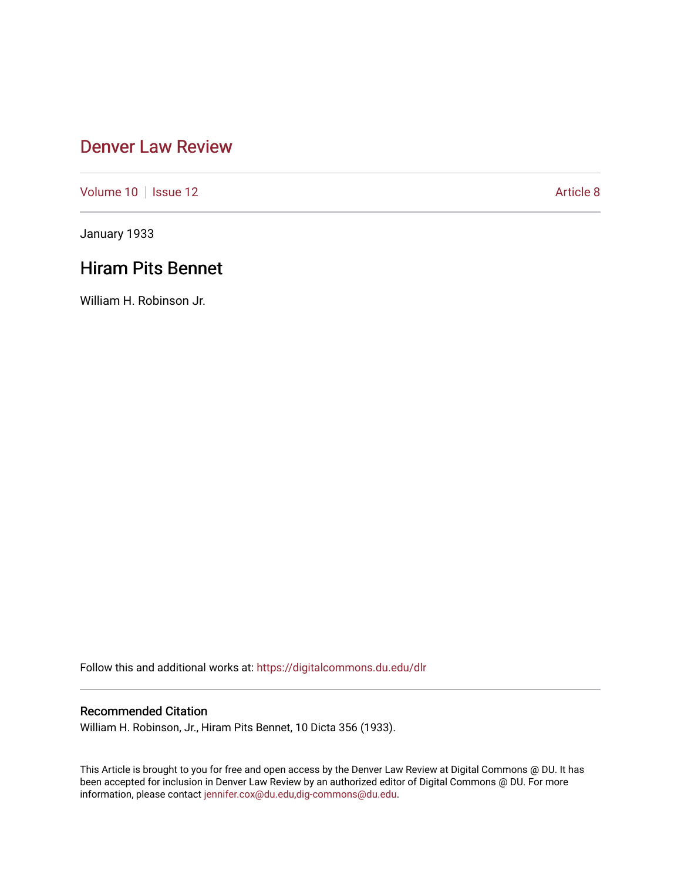# Denver Law Review

Volume 10 | Issue 12 | Article 8

January 1933

## Hiram Pits Bennet

William H. Robinson Jr.

Follow this and additional works at: https://digitalcommons.du.edu/dlr

### Recommended Citation

William H. Robinson, Jr., Hiram Pits Bennet, 10 Dicta 356 (1933).

This Article is brought to you for free and open access by the Denver Law Review at Digital Commons @ DU. It has been accepted for inclusion in Denver Law Review by an authorized editor of Digital Commons @ DU. For more information, please contact jennifer.cox@du.edu,dig-commons@du.edu.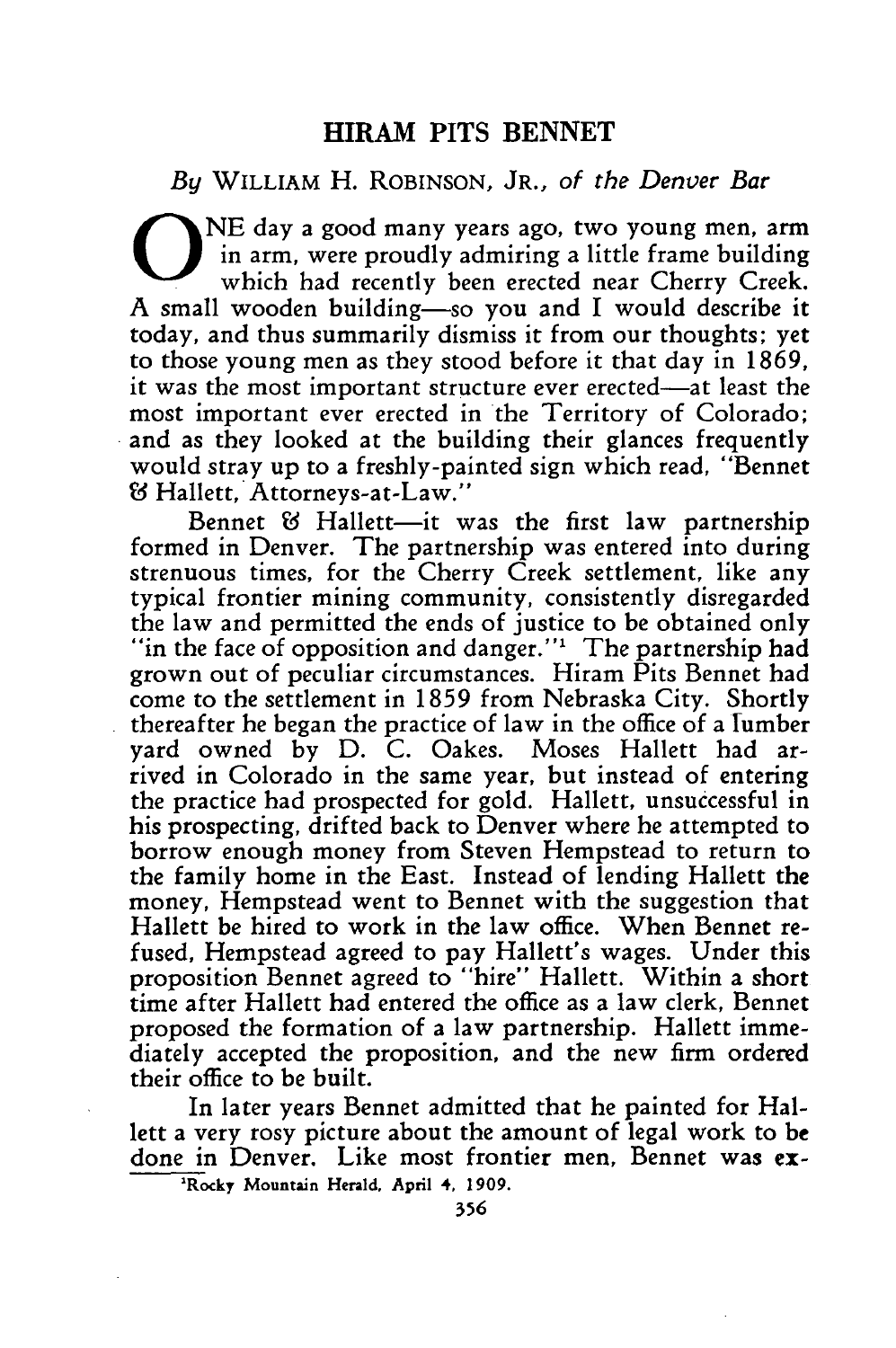# HIRAM PITS BENNET

*By* WILLIAM H. ROBINSON, JR., *of the Denver Bar*

ONE day a good many years ago, two young men, arm in arm, were proudly admiring a little frame building which had recently been erected near Cherry Creek. A small wooden building—so you and I would describe it today, and thus summarily dismiss it from our thoughts; yet to those young men as they stood before it that day in 1869, it was the most important structure ever erected—at least the most important ever erected in the Territory of Colorado; and as they looked at the building their glances frequently would stray up to a freshly-painted sign which read, "Bennet & Hallett, Attorneys-at-Law."

Bennet & Hallett—it was the first law partnership formed in Denver. The partnership was entered into during strenuous times, for the Cherry Creek settlement, like any typical frontier mining community, consistently disregarded the law and permitted the ends of justice to be obtained only "in the face of opposition and danger."[1] The partnership had grown out of peculiar circumstances. Hiram Pits Bennet had come to the settlement in 1859 from Nebraska City. Shortly thereafter he began the practice of law in the office of a lumber yard owned by D. C. Oakes. Moses Hallett had arrived in Colorado in the same year, but instead of entering the practice had prospected for gold. Hallett, unsuccessful in his prospecting, drifted back to Denver where he attempted to borrow enough money from Steven Hempstead to return to the family home in the East. Instead of lending Hallett the money, Hempstead went to Bennet with the suggestion that Hallett be hired to work in the law office. When Bennet refused, Hempstead agreed to pay Hallett's wages. Under this proposition Bennet agreed to "hire" Hallett. Within a short time after Hallett had entered the office as a law clerk, Bennet proposed the formation of a law partnership. Hallett immediately accepted the proposition, and the new firm ordered their office to be built.

In later years Bennet admitted that he painted for Hallett a very rosy picture about the amount of legal work to be done in Denver. Like most frontier men, Bennet was ex-

[1] Rocky Mountain Herald, April 4, 1909.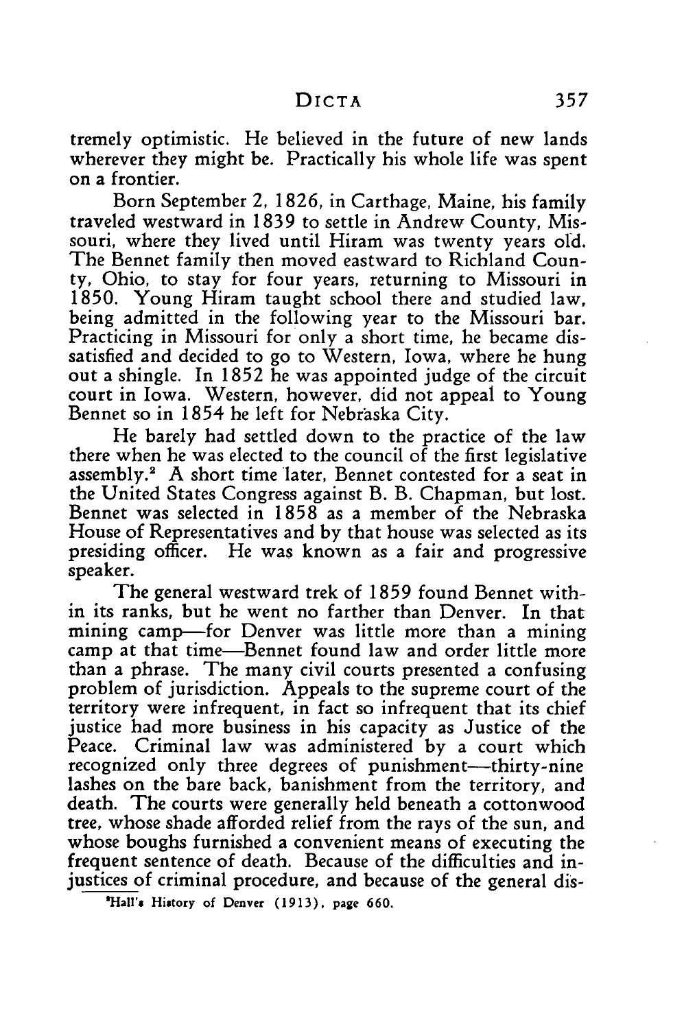tremely optimistic. He believed in the future of new lands wherever they might be. Practically his whole life was spent on a frontier.

Born September 2, 1826, in Carthage, Maine, his family traveled westward in 1839 to settle in Andrew County, Missouri, where they lived until Hiram was twenty years old. The Bennet family then moved eastward to Richland County, Ohio, to stay for four years, returning to Missouri in 1850. Young Hiram taught school there and studied law, being admitted in the following year to the Missouri bar. Practicing in Missouri for only a short time, he became dissatisfied and decided to go to Western, Iowa, where he hung out a shingle. In 1852 he was appointed judge of the circuit court in Iowa. Western, however, did not appeal to Young Bennet so in 1854 he left for Nebraska City.

He barely had settled down to the practice of the law there when he was elected to the council of the first legislative assembly.[2] A short time later, Bennet contested for a seat in the United States Congress against B. B. Chapman, but lost. Bennet was selected in 1858 as a member of the Nebraska House of Representatives and by that house was selected as its presiding officer. He was known as a fair and progressive speaker.

The general westward trek of 1859 found Bennet within its ranks, but he went no farther than Denver. In that mining camp—for Denver was little more than a mining camp at that time—Bennet found law and order little more than a phrase. The many civil courts presented a confusing problem of jurisdiction. Appeals to the supreme court of the territory were infrequent, in fact so infrequent that its chief justice had more business in his capacity as Justice of the Peace. Criminal law was administered by a court which recognized only three degrees of punishment—thirty-nine lashes on the bare back, banishment from the territory, and death. The courts were generally held beneath a cottonwood tree, whose shade afforded relief from the rays of the sun, and whose boughs furnished a convenient means of executing the frequent sentence of death. Because of the difficulties and injustices of criminal procedure, and because of the general dis-

[2] Hall's History of Denver (1913), page 660.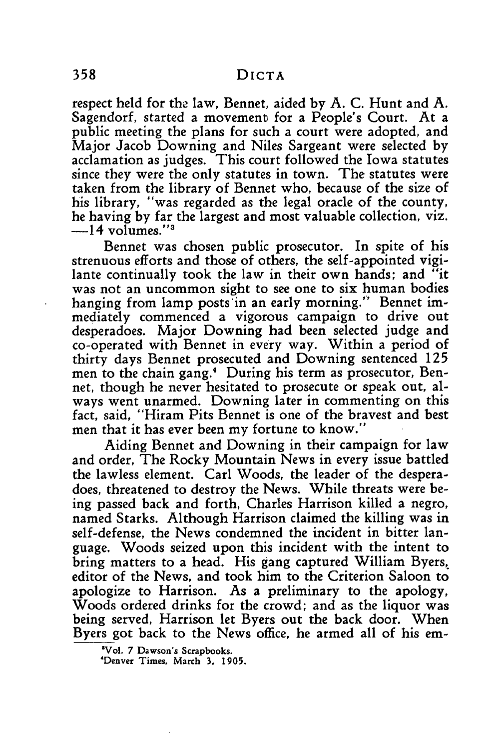respect held for the law, Bennet, aided by A. C. Hunt and A. Sagendorf, started a movement for a People's Court. At a public meeting the plans for such a court were adopted, and Major Jacob Downing and Niles Sargeant were selected by acclamation as judges. This court followed the Iowa statutes since they were the only statutes in town. The statutes were taken from the library of Bennet who, because of the size of his library, "was regarded as the legal oracle of the county, he having by far the largest and most valuable collection, viz. —14 volumes."[3]

Bennet was chosen public prosecutor. In spite of his strenuous efforts and those of others, the self-appointed vigilante continually took the law in their own hands; and "it was not an uncommon sight to see one to six human bodies hanging from lamp posts in an early morning." Bennet immediately commenced a vigorous campaign to drive out desperadoes. Major Downing had been selected judge and co-operated with Bennet in every way. Within a period of thirty days Bennet prosecuted and Downing sentenced 125 men to the chain gang.[4] During his term as prosecutor, Bennet, though he never hesitated to prosecute or speak out, always went unarmed. Downing later in commenting on this fact, said, "Hiram Pits Bennet is one of the bravest and best men that it has ever been my fortune to know."

Aiding Bennet and Downing in their campaign for law and order, The Rocky Mountain News in every issue battled the lawless element. Carl Woods, the leader of the desperadoes, threatened to destroy the News. While threats were being passed back and forth, Charles Harrison killed a negro, named Starks. Although Harrison claimed the killing was in self-defense, the News condemned the incident in bitter language. Woods seized upon this incident with the intent to bring matters to a head. His gang captured William Byers, editor of the News, and took him to the Criterion Saloon to apologize to Harrison. As a preliminary to the apology, Woods ordered drinks for the crowd; and as the liquor was being served, Harrison let Byers out the back door. When Byers got back to the News office, he armed all of his em-

[3] Vol. 7 Dawson's Scrapbooks.

[4] Denver Times, March 3, 1905.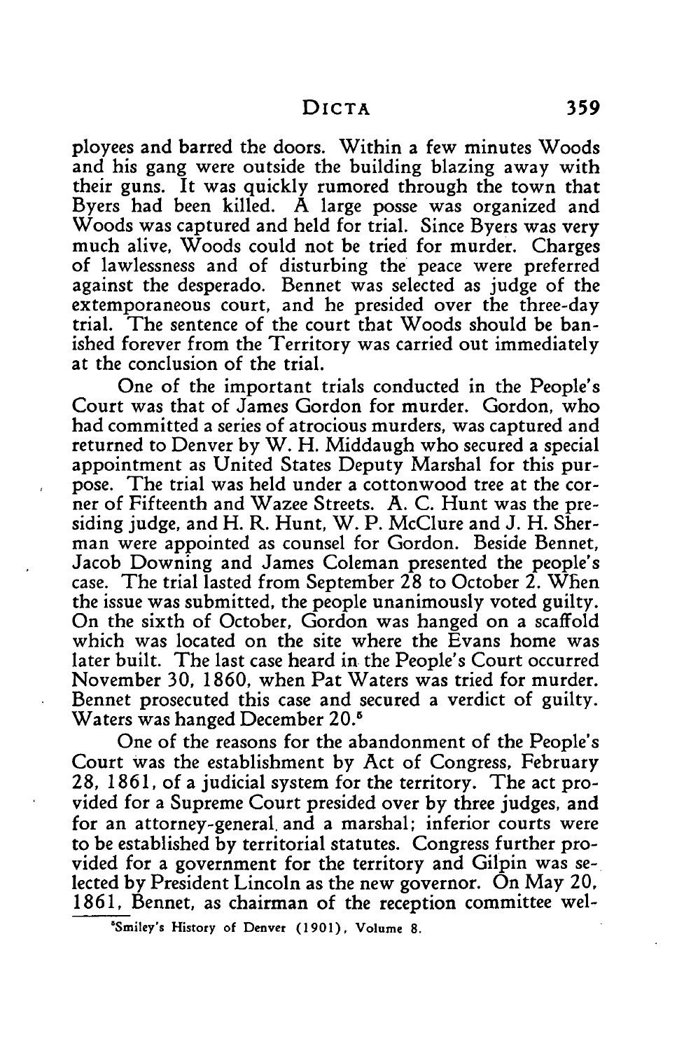ployees and barred the doors. Within a few minutes Woods and his gang were outside the building blazing away with their guns. It was quickly rumored through the town that Byers had been killed. A large posse was organized and Woods was captured and held for trial. Since Byers was very much alive, Woods could not be tried for murder. Charges of lawlessness and of disturbing the peace were preferred against the desperado. Bennet was selected as judge of the extemporaneous court, and he presided over the three-day trial. The sentence of the court that Woods should be banished forever from the Territory was carried out immediately at the conclusion of the trial.

One of the important trials conducted in the People's Court was that of James Gordon for murder. Gordon, who had committed a series of atrocious murders, was captured and returned to Denver by W. H. Middaugh who secured a special appointment as United States Deputy Marshal for this purpose. The trial was held under a cottonwood tree at the corner of Fifteenth and Wazee Streets. A. C. Hunt was the presiding judge, and H. R. Hunt, W. P. McClure and J. H. Sherman were appointed as counsel for Gordon. Beside Bennet, Jacob Downing and James Coleman presented the people's case. The trial lasted from September 28 to October 2. When the issue was submitted, the people unanimously voted guilty. On the sixth of October, Gordon was hanged on a scaffold which was located on the site where the Evans home was later built. The last case heard in the People's Court occurred November 30, 1860, when Pat Waters was tried for murder. Bennet prosecuted this case and secured a verdict of guilty. Waters was hanged December 20.[5]

One of the reasons for the abandonment of the People's Court was the establishment by Act of Congress, February 28, 1861, of a judicial system for the territory. The act provided for a Supreme Court presided over by three judges, and for an attorney-general and a marshal; inferior courts were to be established by territorial statutes. Congress further provided for a government for the territory and Gilpin was selected by President Lincoln as the new governor. On May 20, 1861, Bennet, as chairman of the reception committee wel-

[5] Smiley's History of Denver (1901), Volume 8.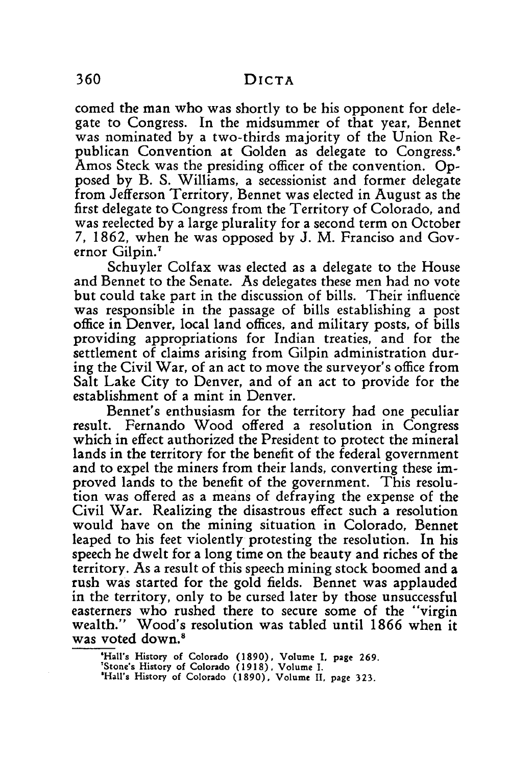comed the man who was shortly to be his opponent for delegate to Congress. In the midsummer of that year, Bennet was nominated by a two-thirds majority of the Union Republican Convention at Golden as delegate to Congress.[6] Amos Steck was the presiding officer of the convention. Opposed by B. S. Williams, a secessionist and former delegate from Jefferson Territory, Bennet was elected in August as the first delegate to Congress from the Territory of Colorado, and was reelected by a large plurality for a second term on October 7, 1862, when he was opposed by J. M. Franciso and Governor Gilpin.[7]

Schuyler Colfax was elected as a delegate to the House and Bennet to the Senate. As delegates these men had no vote but could take part in the discussion of bills. Their influence was responsible in the passage of bills establishing a post office in Denver, local land offices, and military posts, of bills providing appropriations for Indian treaties, and for the settlement of claims arising from Gilpin administration during the Civil War, of an act to move the surveyor's office from Salt Lake City to Denver, and of an act to provide for the establishment of a mint in Denver.

Bennet's enthusiasm for the territory had one peculiar result. Fernando Wood offered a resolution in Congress which in effect authorized the President to protect the mineral lands in the territory for the benefit of the federal government and to expel the miners from their lands, converting these improved lands to the benefit of the government. This resolution was offered as a means of defraying the expense of the Civil War. Realizing the disastrous effect such a resolution would have on the mining situation in Colorado, Bennet leaped to his feet violently protesting the resolution. In his speech he dwelt for a long time on the beauty and riches of the territory. As a result of this speech mining stock boomed and a rush was started for the gold fields. Bennet was applauded in the territory, only to be cursed later by those unsuccessful easterners who rushed there to secure some of the "virgin wealth." Wood's resolution was tabled until 1866 when it was voted down.[8]

---

[6] Hall's History of Colorado (1890), Volume I, page 269.
[7] Stone's History of Colorado (1918), Volume I.
[8] Hall's History of Colorado (1890), Volume II, page 323.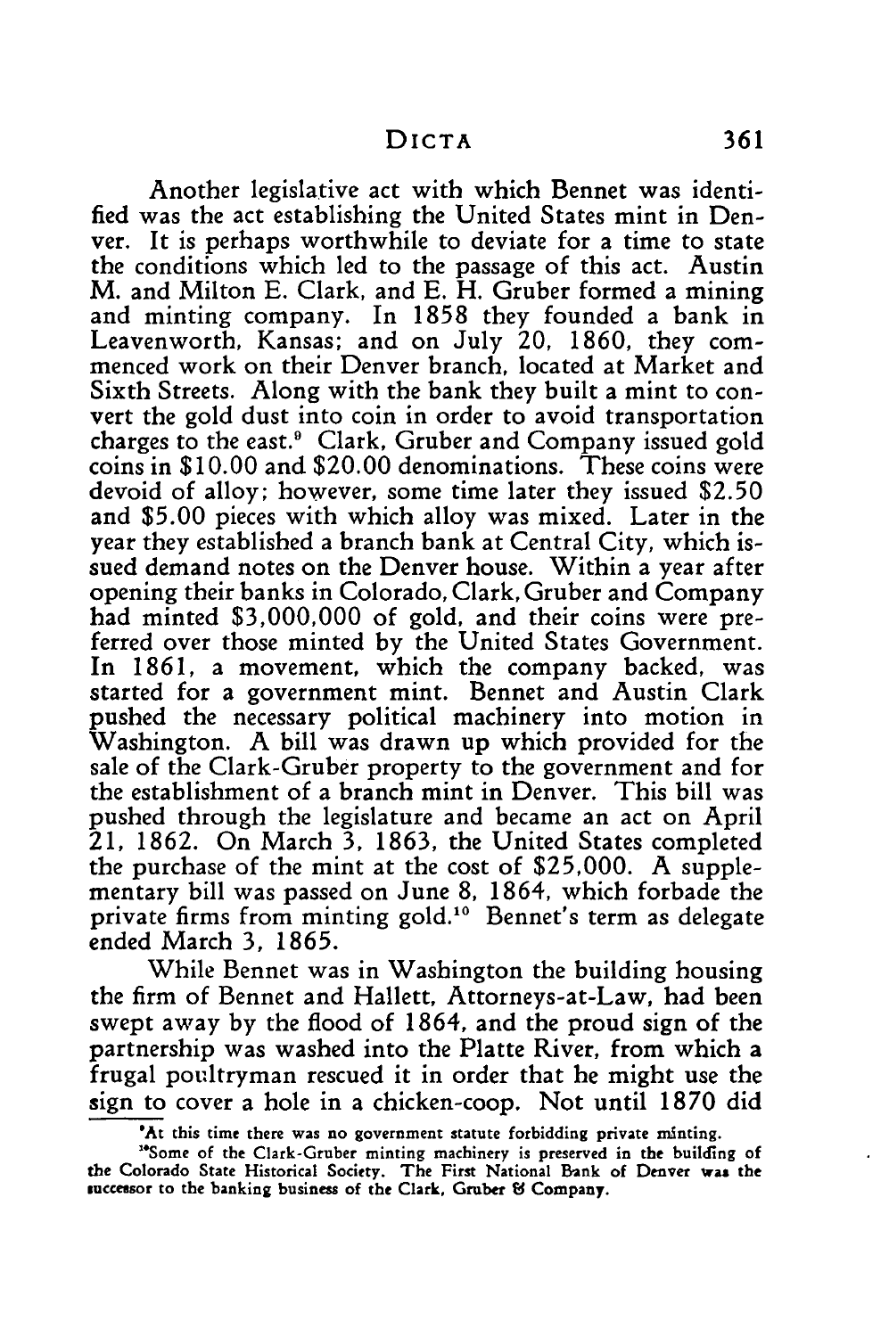Another legislative act with which Bennet was identified was the act establishing the United States mint in Denver. It is perhaps worthwhile to deviate for a time to state the conditions which led to the passage of this act. Austin M. and Milton E. Clark, and E. H. Gruber formed a mining and minting company. In 1858 they founded a bank in Leavenworth, Kansas; and on July 20, 1860, they commenced work on their Denver branch, located at Market and Sixth Streets. Along with the bank they built a mint to convert the gold dust into coin in order to avoid transportation charges to the east.[9] Clark, Gruber and Company issued gold coins in $10.00 and $20.00 denominations. These coins were devoid of alloy; however, some time later they issued $2.50 and $5.00 pieces with which alloy was mixed. Later in the year they established a branch bank at Central City, which issued demand notes on the Denver house. Within a year after opening their banks in Colorado, Clark, Gruber and Company had minted $3,000,000 of gold, and their coins were preferred over those minted by the United States Government. In 1861, a movement, which the company backed, was started for a government mint. Bennet and Austin Clark pushed the necessary political machinery into motion in Washington. A bill was drawn up which provided for the sale of the Clark-Gruber property to the government and for the establishment of a branch mint in Denver. This bill was pushed through the legislature and became an act on April 21, 1862. On March 3, 1863, the United States completed the purchase of the mint at the cost of $25,000. A supplementary bill was passed on June 8, 1864, which forbade the private firms from minting gold.[10] Bennet's term as delegate ended March 3, 1865.

While Bennet was in Washington the building housing the firm of Bennet and Hallett, Attorneys-at-Law, had been swept away by the flood of 1864, and the proud sign of the partnership was washed into the Platte River, from which a frugal poultryman rescued it in order that he might use the sign to cover a hole in a chicken-coop. Not until 1870 did

---

[9] At this time there was no government statute forbidding private minting.

[10] Some of the Clark-Gruber minting machinery is preserved in the building of the Colorado State Historical Society. The First National Bank of Denver was the successor to the banking business of the Clark, Gruber & Company.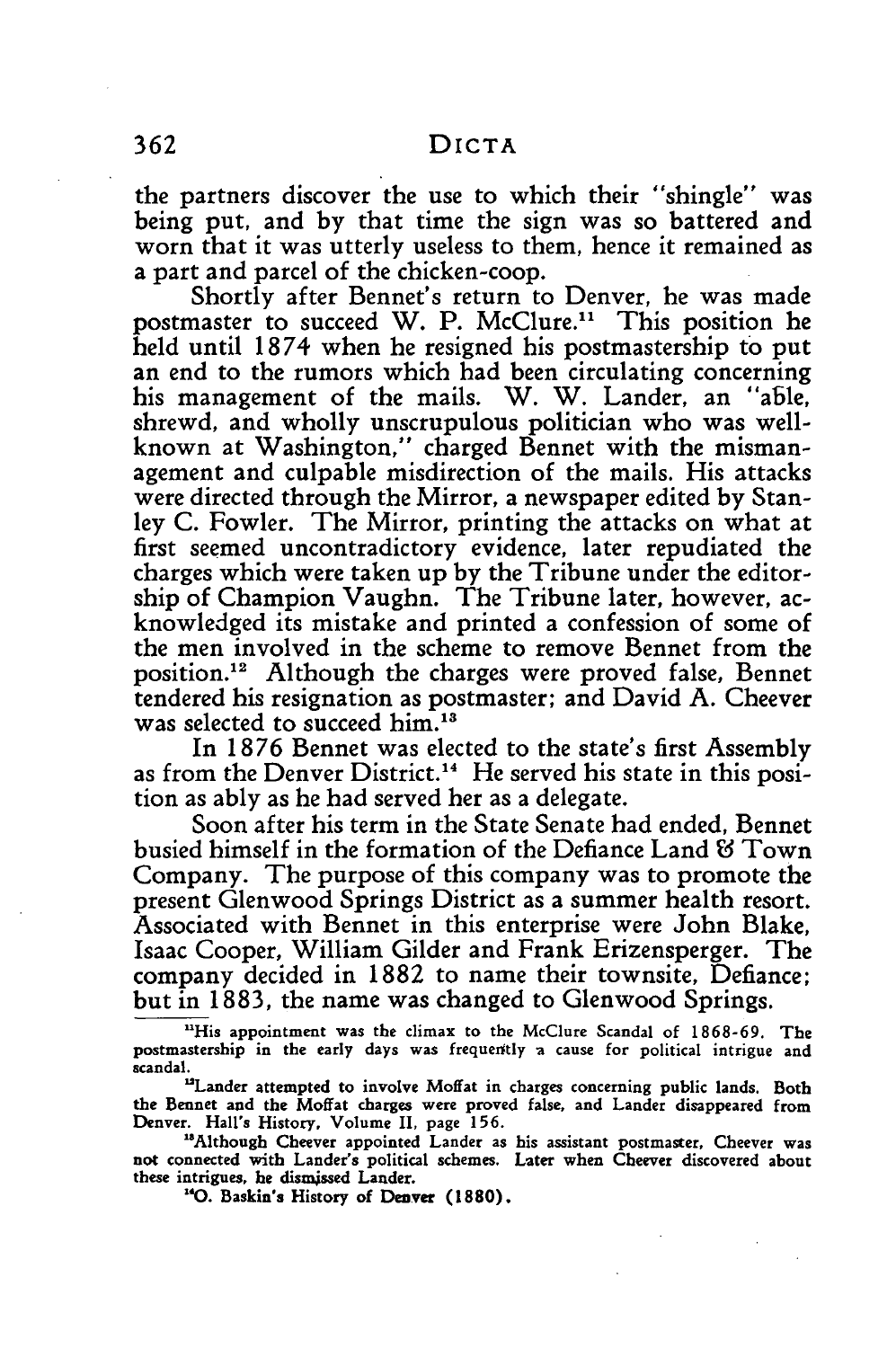the partners discover the use to which their "shingle" was being put, and by that time the sign was so battered and worn that it was utterly useless to them, hence it remained as a part and parcel of the chicken-coop.

Shortly after Bennet's return to Denver, he was made postmaster to succeed W. P. McClure.[11] This position he held until 1874 when he resigned his postmastership to put an end to the rumors which had been circulating concerning his management of the mails. W. W. Lander, an "able, shrewd, and wholly unscrupulous politician who was well-known at Washington," charged Bennet with the mismanagement and culpable misdirection of the mails. His attacks were directed through the Mirror, a newspaper edited by Stanley C. Fowler. The Mirror, printing the attacks on what at first seemed uncontradictory evidence, later repudiated the charges which were taken up by the Tribune under the editorship of Champion Vaughn. The Tribune later, however, acknowledged its mistake and printed a confession of some of the men involved in the scheme to remove Bennet from the position.[12] Although the charges were proved false, Bennet tendered his resignation as postmaster; and David A. Cheever was selected to succeed him.[13]

In 1876 Bennet was elected to the state's first Assembly as from the Denver District.[14] He served his state in this position as ably as he had served her as a delegate.

Soon after his term in the State Senate had ended, Bennet busied himself in the formation of the Defiance Land & Town Company. The purpose of this company was to promote the present Glenwood Springs District as a summer health resort. Associated with Bennet in this enterprise were John Blake, Isaac Cooper, William Gilder and Frank Erizensperger. The company decided in 1882 to name their townsite, Defiance; but in 1883, the name was changed to Glenwood Springs.

---

[11] His appointment was the climax to the McClure Scandal of 1868-69. The postmastership in the early days was frequently a cause for political intrigue and scandal.

[12] Lander attempted to involve Moffat in charges concerning public lands. Both the Bennet and the Moffat charges were proved false, and Lander disappeared from Denver. Hall's History, Volume II, page 156.

[13] Although Cheever appointed Lander as his assistant postmaster, Cheever was not connected with Lander's political schemes. Later when Cheever discovered about these intrigues, he dismissed Lander.

[14] O. Baskin's History of Denver (1880).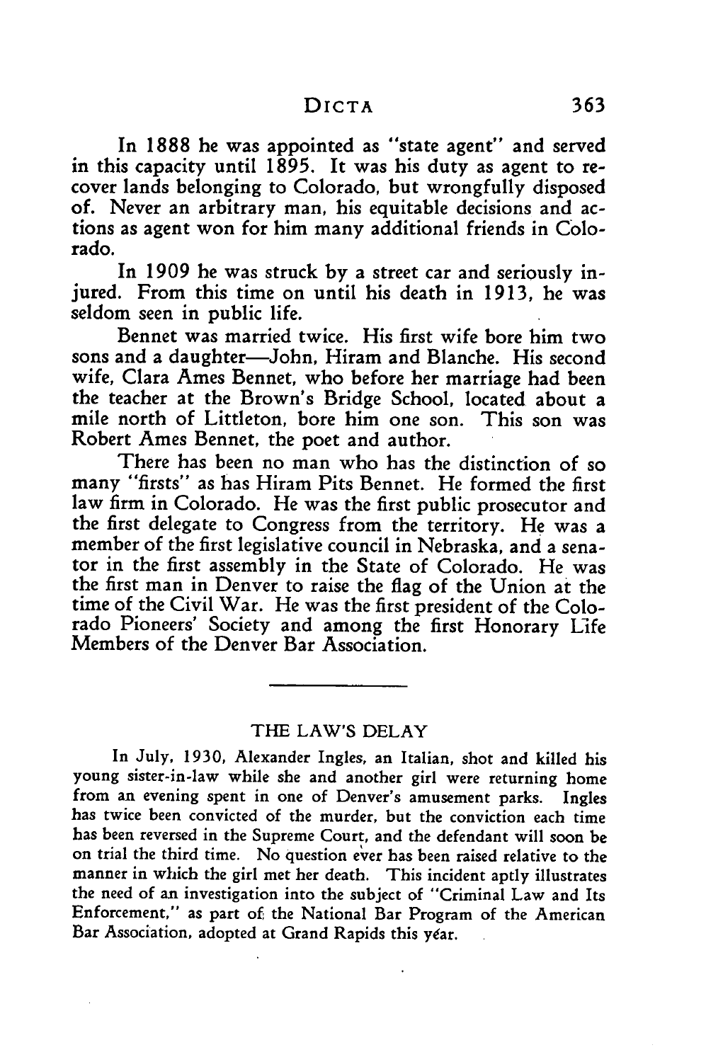In 1888 he was appointed as "state agent" and served in this capacity until 1895. It was his duty as agent to recover lands belonging to Colorado, but wrongfully disposed of. Never an arbitrary man, his equitable decisions and actions as agent won for him many additional friends in Colorado.

In 1909 he was struck by a street car and seriously injured. From this time on until his death in 1913, he was seldom seen in public life.

Bennet was married twice. His first wife bore him two sons and a daughter—John, Hiram and Blanche. His second wife, Clara Ames Bennet, who before her marriage had been the teacher at the Brown's Bridge School, located about a mile north of Littleton, bore him one son. This son was Robert Ames Bennet, the poet and author.

There has been no man who has the distinction of so many "firsts" as has Hiram Pits Bennet. He formed the first law firm in Colorado. He was the first public prosecutor and the first delegate to Congress from the territory. He was a member of the first legislative council in Nebraska, and a senator in the first assembly in the State of Colorado. He was the first man in Denver to raise the flag of the Union at the time of the Civil War. He was the first president of the Colorado Pioneers' Society and among the first Honorary Life Members of the Denver Bar Association.

---

## THE LAW'S DELAY

In July, 1930, Alexander Ingles, an Italian, shot and killed his young sister-in-law while she and another girl were returning home from an evening spent in one of Denver's amusement parks. Ingles has twice been convicted of the murder, but the conviction each time has been reversed in the Supreme Court, and the defendant will soon be on trial the third time. No question ever has been raised relative to the manner in which the girl met her death. This incident aptly illustrates the need of an investigation into the subject of "Criminal Law and Its Enforcement," as part of the National Bar Program of the American Bar Association, adopted at Grand Rapids this year.